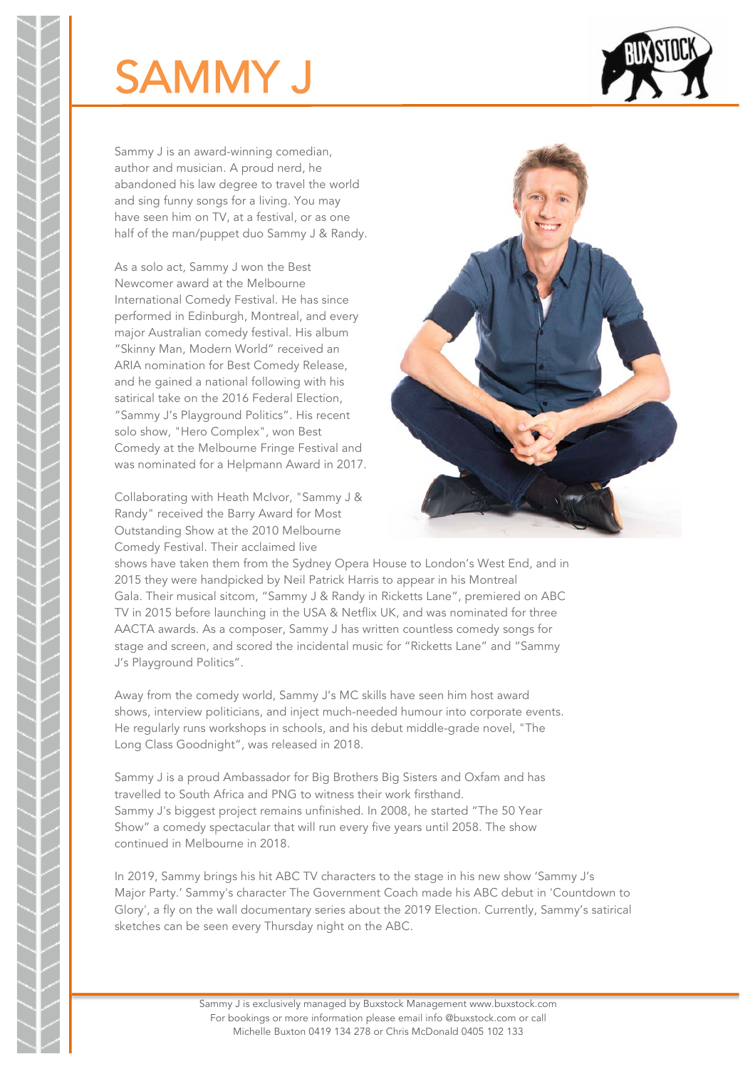# SAMMY J

Sammy J is an award-winning comedian, author and musician. A proud nerd, he abandoned his law degree to travel the world and sing funny songs for a living. You may have seen him on TV, at a festival, or as one half of the man/puppet duo Sammy J & Randy.

As a solo act, Sammy J won the Best Newcomer award at the Melbourne International Comedy Festival. He has since performed in Edinburgh, Montreal, and every major Australian comedy festival. His album "Skinny Man, Modern World" received an ARIA nomination for Best Comedy Release, and he gained a national following with his satirical take on the 2016 Federal Election, "Sammy J's Playground Politics". His recent solo show, "Hero Complex", won Best Comedy at the Melbourne Fringe Festival and was nominated for a Helpmann Award in 2017.

Collaborating with Heath McIvor, "Sammy J & Randy" received the Barry Award for Most Outstanding Show at the 2010 Melbourne Comedy Festival. Their acclaimed live shows have taken them from the Sydney Opera House to London's West End, and in 2015 they were handpicked by Neil Patrick Harris to appear in his Montreal Gala. Their musical sitcom, "Sammy J & Randy in Ricketts Lane", premiered on ABC TV in 2015 before launching in the USA & Netflix UK, and was nominated for three AACTA awards. As a composer, Sammy J has written countless comedy songs for stage and screen, and scored the incidental music for "Ricketts Lane" and "Sammy J's Playground Politics".

Away from the comedy world, Sammy J's MC skills have seen him host award shows, interview politicians, and inject much-needed humour into corporate events. He regularly runs workshops in schools, and his debut middle-grade novel, "The Long Class Goodnight", was released in 2018.

Sammy J is a proud Ambassador for Big Brothers Big Sisters and Oxfam and has travelled to South Africa and PNG to witness their work firsthand.
Sammy J's biggest project remains unfinished. In 2008, he started "The 50 Year Show" a comedy spectacular that will run every five years until 2058. The show continued in Melbourne in 2018.

In 2019, Sammy brings his hit ABC TV characters to the stage in his new show 'Sammy J's Major Party.' Sammy's character The Government Coach made his ABC debut in 'Countdown to Glory', a fly on the wall documentary series about the 2019 Election. Currently, Sammy's satirical sketches can be seen every Thursday night on the ABC.

Sammy J is exclusively managed by Buxstock Management www.buxstock.com
For bookings or more information please email info @buxstock.com or call
Michelle Buxton 0419 134 278 or Chris McDonald 0405 102 133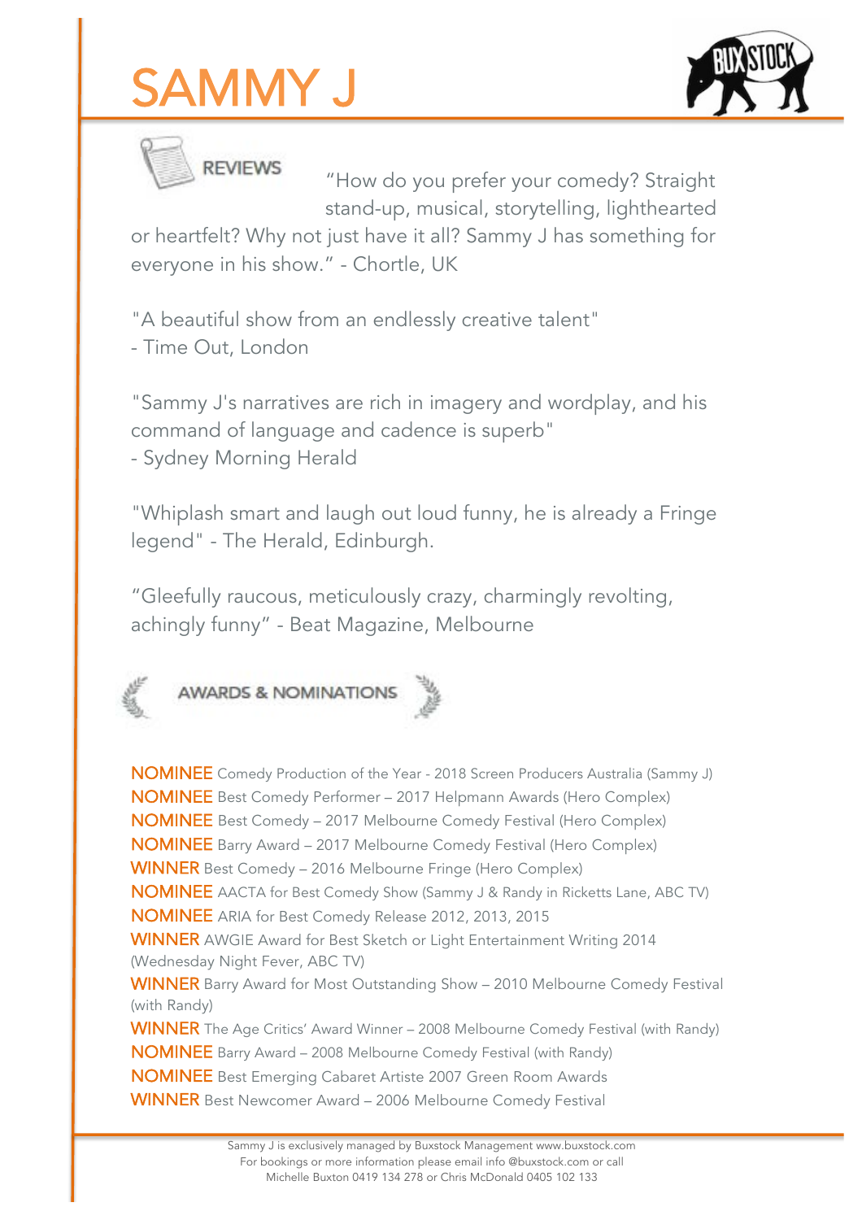# SAMMY J

## REVIEWS

"How do you prefer your comedy? Straight stand-up, musical, storytelling, lighthearted or heartfelt? Why not just have it all? Sammy J has something for everyone in his show." - Chortle, UK

"A beautiful show from an endlessly creative talent"
- Time Out, London

"Sammy J's narratives are rich in imagery and wordplay, and his command of language and cadence is superb"
- Sydney Morning Herald

"Whiplash smart and laugh out loud funny, he is already a Fringe legend" - The Herald, Edinburgh.

"Gleefully raucous, meticulously crazy, charmingly revolting, achingly funny" - Beat Magazine, Melbourne

## AWARDS & NOMINATIONS

NOMINEE Comedy Production of the Year - 2018 Screen Producers Australia (Sammy J)
NOMINEE Best Comedy Performer – 2017 Helpmann Awards (Hero Complex)
NOMINEE Best Comedy – 2017 Melbourne Comedy Festival (Hero Complex)
NOMINEE Barry Award – 2017 Melbourne Comedy Festival (Hero Complex)
WINNER Best Comedy – 2016 Melbourne Fringe (Hero Complex)
NOMINEE AACTA for Best Comedy Show (Sammy J & Randy in Ricketts Lane, ABC TV)
NOMINEE ARIA for Best Comedy Release 2012, 2013, 2015
WINNER AWGIE Award for Best Sketch or Light Entertainment Writing 2014 (Wednesday Night Fever, ABC TV)
WINNER Barry Award for Most Outstanding Show – 2010 Melbourne Comedy Festival (with Randy)
WINNER The Age Critics' Award Winner – 2008 Melbourne Comedy Festival (with Randy)
NOMINEE Barry Award – 2008 Melbourne Comedy Festival (with Randy)
NOMINEE Best Emerging Cabaret Artiste 2007 Green Room Awards
WINNER Best Newcomer Award – 2006 Melbourne Comedy Festival

Sammy J is exclusively managed by Buxstock Management www.buxstock.com
For bookings or more information please email info @buxstock.com or call
Michelle Buxton 0419 134 278 or Chris McDonald 0405 102 133